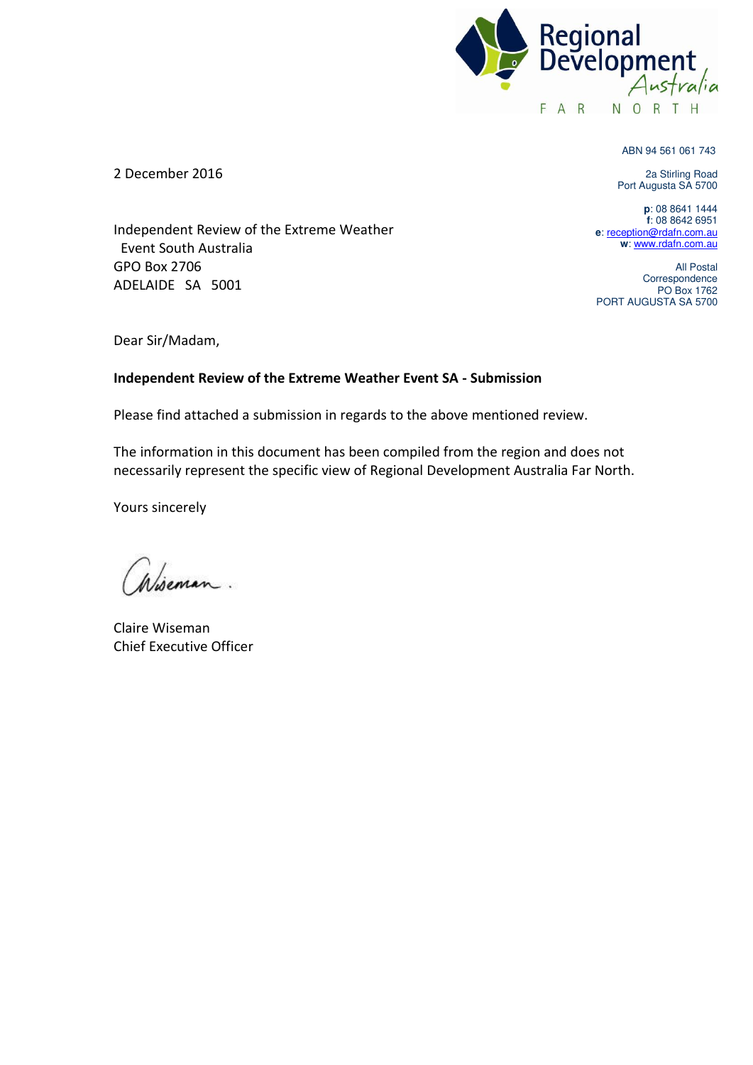Regional Development Australia
FAR NORTH

ABN 94 561 061 743

2a Stirling Road
Port Augusta SA 5700

**p**: 08 8641 1444
**f**: 08 8642 6951
**e**: reception@rdafn.com.au
**w**: www.rdafn.com.au

All Postal Correspondence
PO Box 1762
PORT AUGUSTA SA 5700

2 December 2016

Independent Review of the Extreme Weather Event South Australia
GPO Box 2706
ADELAIDE SA 5001

Dear Sir/Madam,

**Independent Review of the Extreme Weather Event SA - Submission**

Please find attached a submission in regards to the above mentioned review.

The information in this document has been compiled from the region and does not necessarily represent the specific view of Regional Development Australia Far North.

Yours sincerely

Claire Wiseman
Chief Executive Officer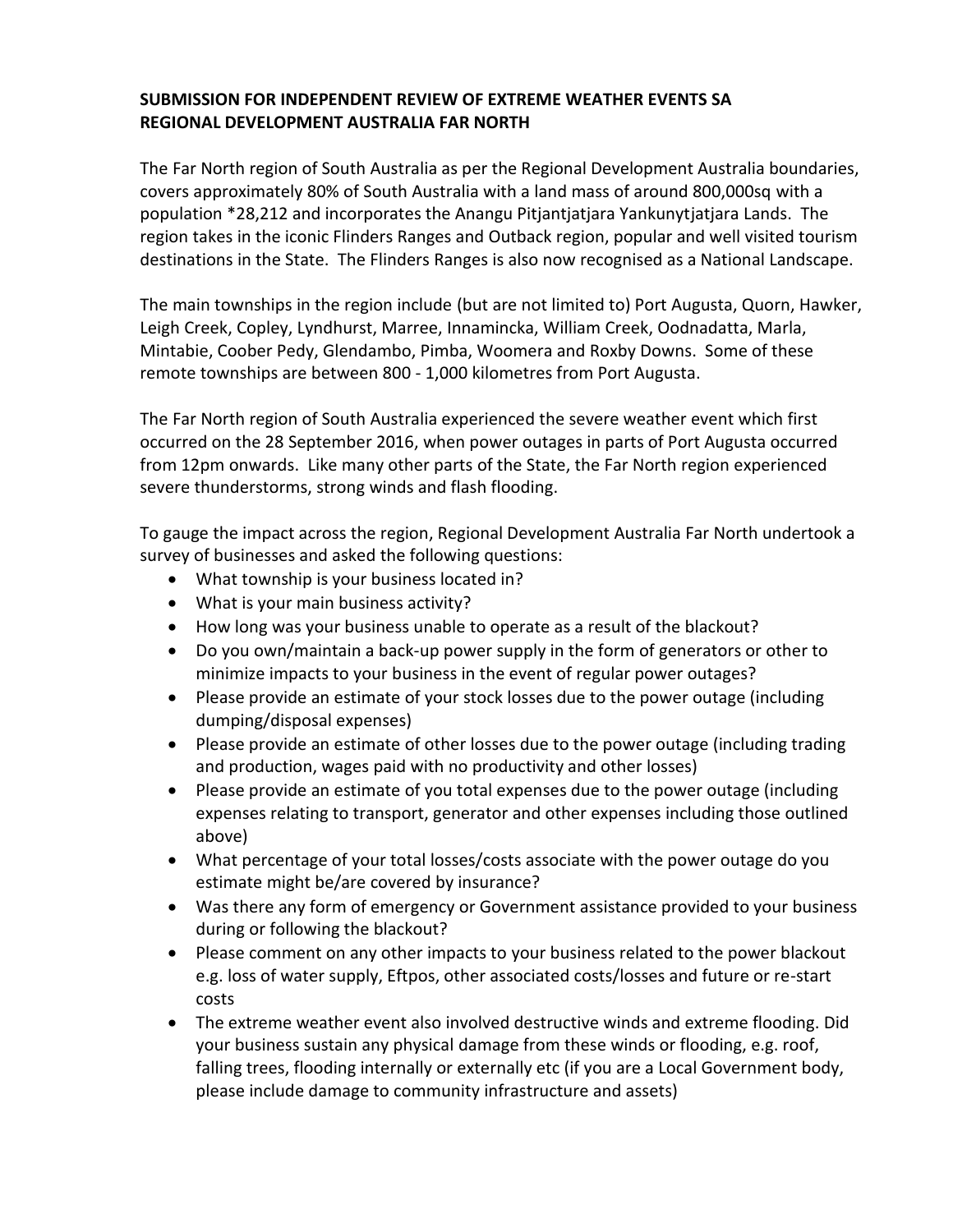**SUBMISSION FOR INDEPENDENT REVIEW OF EXTREME WEATHER EVENTS SA**
**REGIONAL DEVELOPMENT AUSTRALIA FAR NORTH**

The Far North region of South Australia as per the Regional Development Australia boundaries, covers approximately 80% of South Australia with a land mass of around 800,000sq with a population *28,212 and incorporates the Anangu Pitjantjatjara Yankunytjatjara Lands. The region takes in the iconic Flinders Ranges and Outback region, popular and well visited tourism destinations in the State. The Flinders Ranges is also now recognised as a National Landscape.

The main townships in the region include (but are not limited to) Port Augusta, Quorn, Hawker, Leigh Creek, Copley, Lyndhurst, Marree, Innamincka, William Creek, Oodnadatta, Marla, Mintabie, Coober Pedy, Glendambo, Pimba, Woomera and Roxby Downs. Some of these remote townships are between 800 - 1,000 kilometres from Port Augusta.

The Far North region of South Australia experienced the severe weather event which first occurred on the 28 September 2016, when power outages in parts of Port Augusta occurred from 12pm onwards. Like many other parts of the State, the Far North region experienced severe thunderstorms, strong winds and flash flooding.

To gauge the impact across the region, Regional Development Australia Far North undertook a survey of businesses and asked the following questions:

- What township is your business located in?
- What is your main business activity?
- How long was your business unable to operate as a result of the blackout?
- Do you own/maintain a back-up power supply in the form of generators or other to minimize impacts to your business in the event of regular power outages?
- Please provide an estimate of your stock losses due to the power outage (including dumping/disposal expenses)
- Please provide an estimate of other losses due to the power outage (including trading and production, wages paid with no productivity and other losses)
- Please provide an estimate of you total expenses due to the power outage (including expenses relating to transport, generator and other expenses including those outlined above)
- What percentage of your total losses/costs associate with the power outage do you estimate might be/are covered by insurance?
- Was there any form of emergency or Government assistance provided to your business during or following the blackout?
- Please comment on any other impacts to your business related to the power blackout e.g. loss of water supply, Eftpos, other associated costs/losses and future or re-start costs
- The extreme weather event also involved destructive winds and extreme flooding. Did your business sustain any physical damage from these winds or flooding, e.g. roof, falling trees, flooding internally or externally etc (if you are a Local Government body, please include damage to community infrastructure and assets)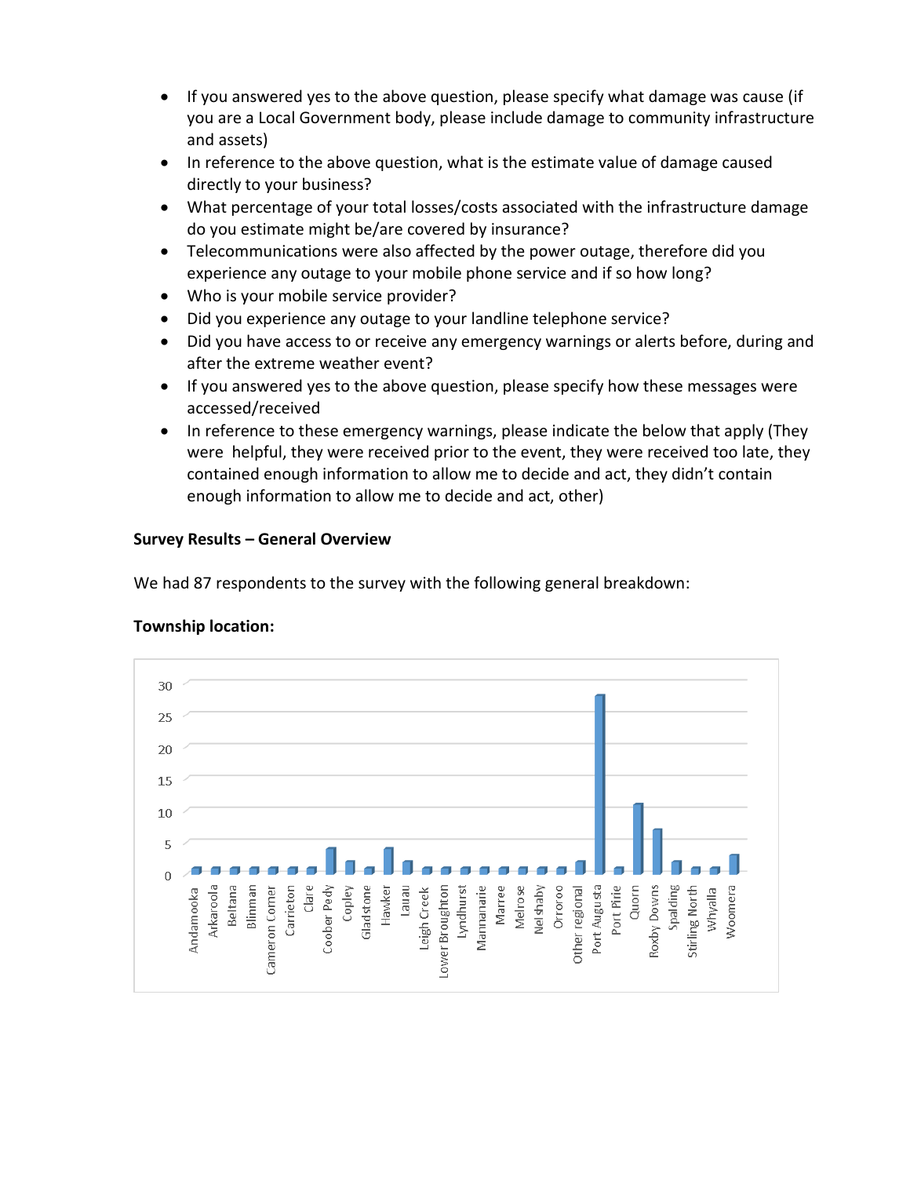- If you answered yes to the above question, please specify what damage was cause (if you are a Local Government body, please include damage to community infrastructure and assets)
- In reference to the above question, what is the estimate value of damage caused directly to your business?
- What percentage of your total losses/costs associated with the infrastructure damage do you estimate might be/are covered by insurance?
- Telecommunications were also affected by the power outage, therefore did you experience any outage to your mobile phone service and if so how long?
- Who is your mobile service provider?
- Did you experience any outage to your landline telephone service?
- Did you have access to or receive any emergency warnings or alerts before, during and after the extreme weather event?
- If you answered yes to the above question, please specify how these messages were accessed/received
- In reference to these emergency warnings, please indicate the below that apply (They were helpful, they were received prior to the event, they were received too late, they contained enough information to allow me to decide and act, they didn't contain enough information to allow me to decide and act, other)

**Survey Results – General Overview**

We had 87 respondents to the survey with the following general breakdown:

**Township location:**

| Township | Respondents |
|---|---|
| Andamooka | 1 |
| Arkaroola | 1 |
| Beltana | 1 |
| Blinman | 1 |
| Cameron Corner | 1 |
| Carrieton | 1 |
| Clare | 1 |
| Coober Pedy | 4 |
| Copley | 2 |
| Gladstone | 1 |
| Hawker | 4 |
| Laura | 2 |
| Leigh Creek | 1 |
| Lower Broughton | 1 |
| Lyndhurst | 1 |
| Mannanarie | 1 |
| Marree | 1 |
| Melrose | 1 |
| Nelshaby | 1 |
| Orroroo | 1 |
| Other regional | 2 |
| Port Augusta | 28 |
| Port Pirie | 1 |
| Quorn | 11 |
| Roxby Downs | 7 |
| Spalding | 2 |
| Stirling North | 1 |
| Whyalla | 1 |
| Woomera | 3 |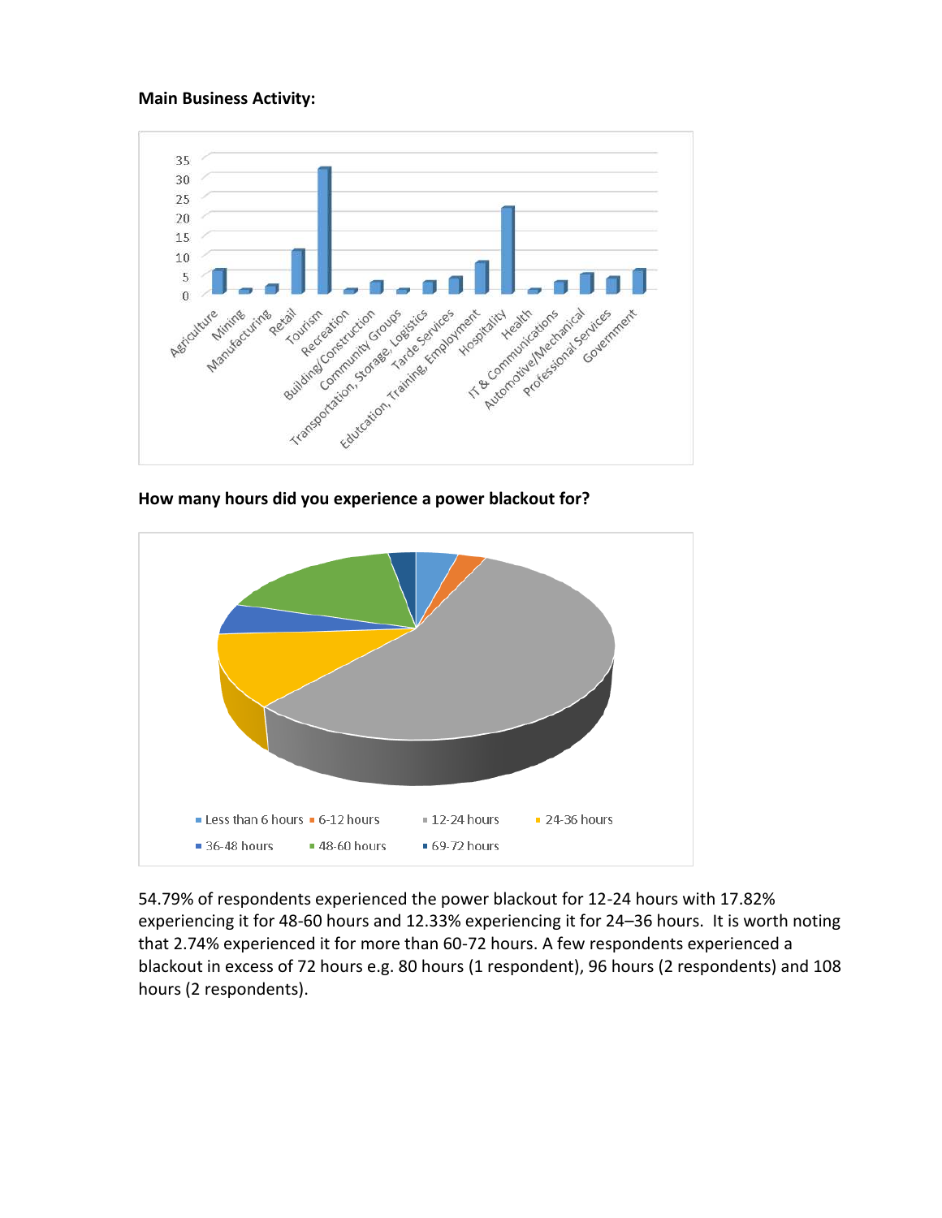**Main Business Activity:**

**How many hours did you experience a power blackout for?**

54.79% of respondents experienced the power blackout for 12-24 hours with 17.82% experiencing it for 48-60 hours and 12.33% experiencing it for 24–36 hours. It is worth noting that 2.74% experienced it for more than 60-72 hours. A few respondents experienced a blackout in excess of 72 hours e.g. 80 hours (1 respondent), 96 hours (2 respondents) and 108 hours (2 respondents).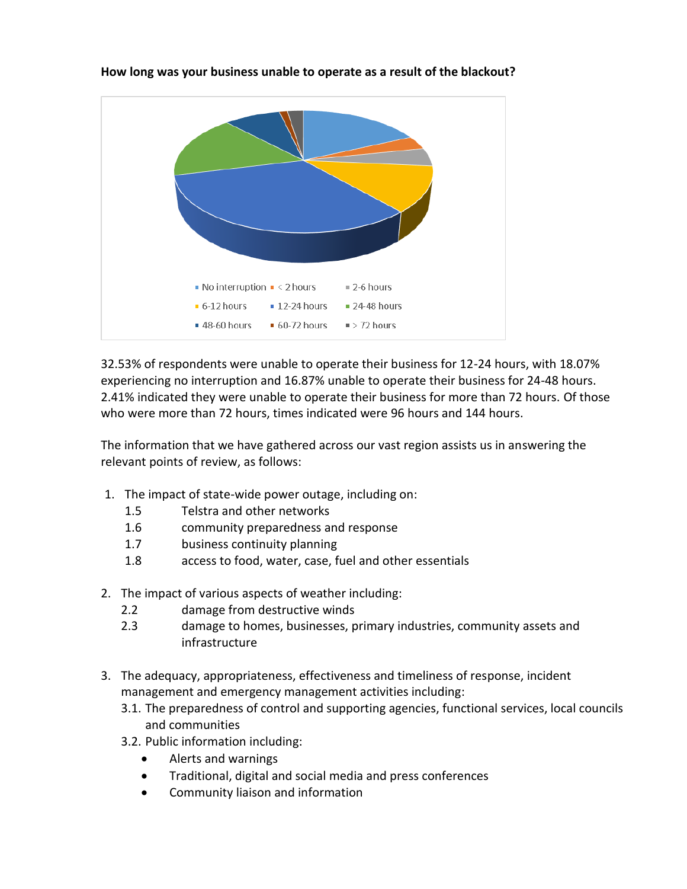**How long was your business unable to operate as a result of the blackout?**

32.53% of respondents were unable to operate their business for 12-24 hours, with 18.07% experiencing no interruption and 16.87% unable to operate their business for 24-48 hours. 2.41% indicated they were unable to operate their business for more than 72 hours. Of those who were more than 72 hours, times indicated were 96 hours and 144 hours.

The information that we have gathered across our vast region assists us in answering the relevant points of review, as follows:

1. The impact of state-wide power outage, including on:
   - 1.5 Telstra and other networks
   - 1.6 community preparedness and response
   - 1.7 business continuity planning
   - 1.8 access to food, water, case, fuel and other essentials

2. The impact of various aspects of weather including:
   - 2.2 damage from destructive winds
   - 2.3 damage to homes, businesses, primary industries, community assets and infrastructure

3. The adequacy, appropriateness, effectiveness and timeliness of response, incident management and emergency management activities including:
   - 3.1. The preparedness of control and supporting agencies, functional services, local councils and communities
   - 3.2. Public information including:
     - Alerts and warnings
     - Traditional, digital and social media and press conferences
     - Community liaison and information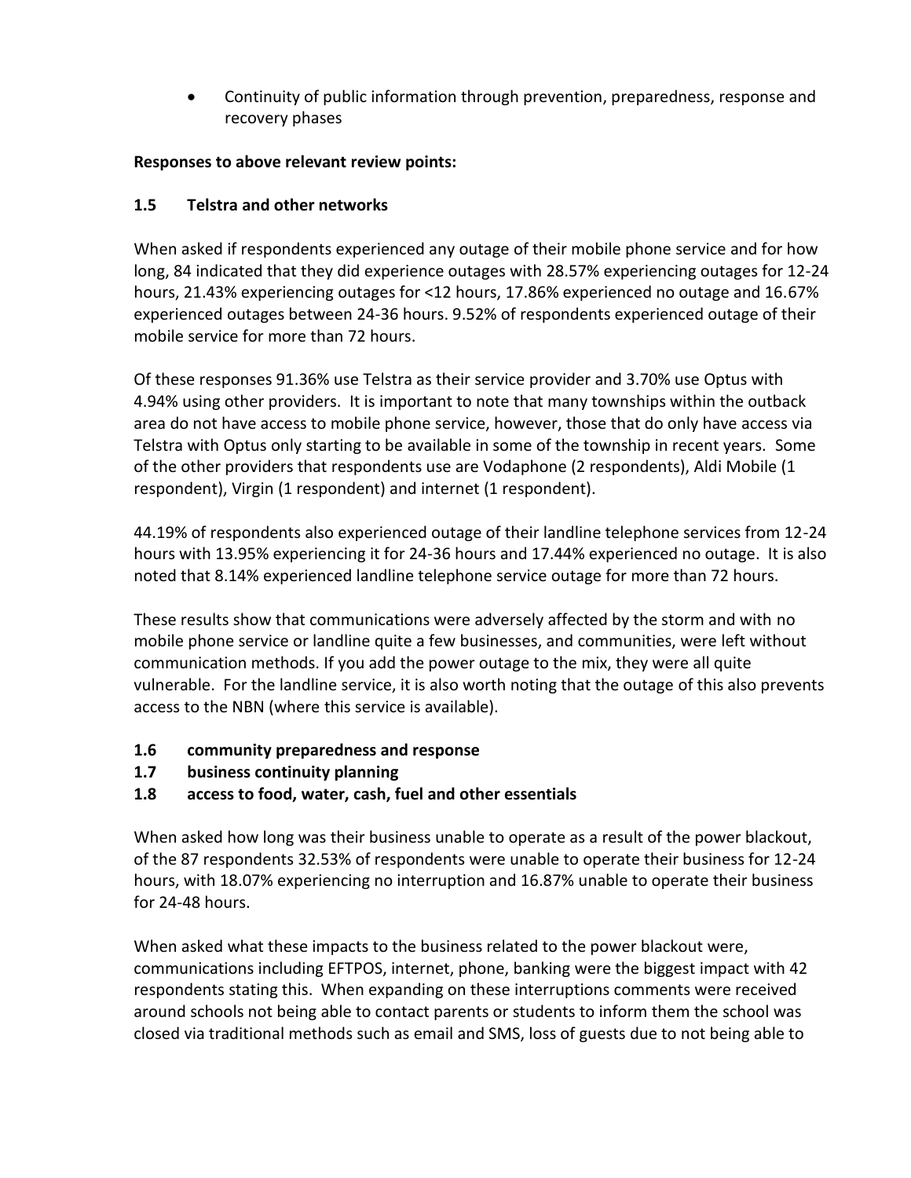- Continuity of public information through prevention, preparedness, response and recovery phases

**Responses to above relevant review points:**

### 1.5 Telstra and other networks

When asked if respondents experienced any outage of their mobile phone service and for how long, 84 indicated that they did experience outages with 28.57% experiencing outages for 12-24 hours, 21.43% experiencing outages for <12 hours, 17.86% experienced no outage and 16.67% experienced outages between 24-36 hours. 9.52% of respondents experienced outage of their mobile service for more than 72 hours.

Of these responses 91.36% use Telstra as their service provider and 3.70% use Optus with 4.94% using other providers. It is important to note that many townships within the outback area do not have access to mobile phone service, however, those that do only have access via Telstra with Optus only starting to be available in some of the township in recent years. Some of the other providers that respondents use are Vodaphone (2 respondents), Aldi Mobile (1 respondent), Virgin (1 respondent) and internet (1 respondent).

44.19% of respondents also experienced outage of their landline telephone services from 12-24 hours with 13.95% experiencing it for 24-36 hours and 17.44% experienced no outage. It is also noted that 8.14% experienced landline telephone service outage for more than 72 hours.

These results show that communications were adversely affected by the storm and with no mobile phone service or landline quite a few businesses, and communities, were left without communication methods. If you add the power outage to the mix, they were all quite vulnerable. For the landline service, it is also worth noting that the outage of this also prevents access to the NBN (where this service is available).

### 1.6 community preparedness and response
### 1.7 business continuity planning
### 1.8 access to food, water, cash, fuel and other essentials

When asked how long was their business unable to operate as a result of the power blackout, of the 87 respondents 32.53% of respondents were unable to operate their business for 12-24 hours, with 18.07% experiencing no interruption and 16.87% unable to operate their business for 24-48 hours.

When asked what these impacts to the business related to the power blackout were, communications including EFTPOS, internet, phone, banking were the biggest impact with 42 respondents stating this. When expanding on these interruptions comments were received around schools not being able to contact parents or students to inform them the school was closed via traditional methods such as email and SMS, loss of guests due to not being able to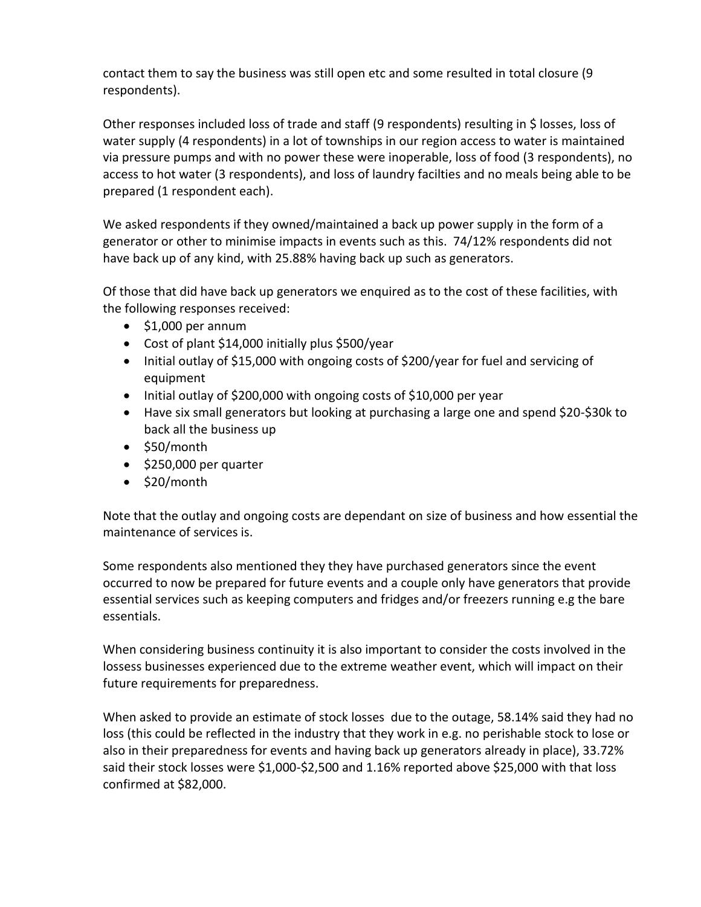contact them to say the business was still open etc and some resulted in total closure (9 respondents).

Other responses included loss of trade and staff (9 respondents) resulting in $ losses, loss of water supply (4 respondents) in a lot of townships in our region access to water is maintained via pressure pumps and with no power these were inoperable, loss of food (3 respondents), no access to hot water (3 respondents), and loss of laundry facilties and no meals being able to be prepared (1 respondent each).

We asked respondents if they owned/maintained a back up power supply in the form of a generator or other to minimise impacts in events such as this. 74/12% respondents did not have back up of any kind, with 25.88% having back up such as generators.

Of those that did have back up generators we enquired as to the cost of these facilities, with the following responses received:

- $1,000 per annum
- Cost of plant $14,000 initially plus $500/year
- Initial outlay of $15,000 with ongoing costs of $200/year for fuel and servicing of equipment
- Initial outlay of $200,000 with ongoing costs of $10,000 per year
- Have six small generators but looking at purchasing a large one and spend $20-$30k to back all the business up
- $50/month
- $250,000 per quarter
- $20/month

Note that the outlay and ongoing costs are dependant on size of business and how essential the maintenance of services is.

Some respondents also mentioned they they have purchased generators since the event occurred to now be prepared for future events and a couple only have generators that provide essential services such as keeping computers and fridges and/or freezers running e.g the bare essentials.

When considering business continuity it is also important to consider the costs involved in the lossess businesses experienced due to the extreme weather event, which will impact on their future requirements for preparedness.

When asked to provide an estimate of stock losses due to the outage, 58.14% said they had no loss (this could be reflected in the industry that they work in e.g. no perishable stock to lose or also in their preparedness for events and having back up generators already in place), 33.72% said their stock losses were $1,000-$2,500 and 1.16% reported above $25,000 with that loss confirmed at $82,000.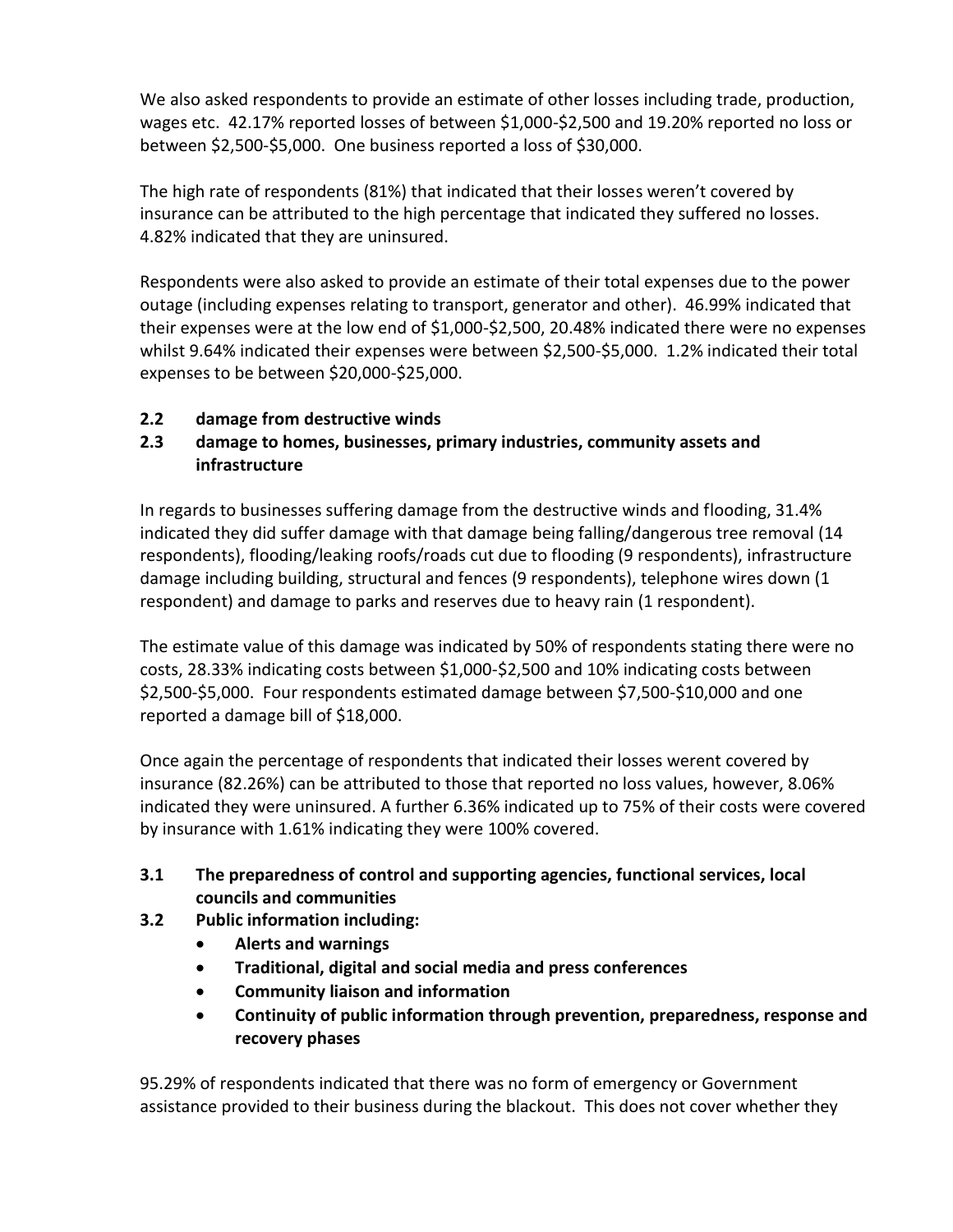We also asked respondents to provide an estimate of other losses including trade, production, wages etc. 42.17% reported losses of between $1,000-$2,500 and 19.20% reported no loss or between $2,500-$5,000. One business reported a loss of $30,000.

The high rate of respondents (81%) that indicated that their losses weren't covered by insurance can be attributed to the high percentage that indicated they suffered no losses. 4.82% indicated that they are uninsured.

Respondents were also asked to provide an estimate of their total expenses due to the power outage (including expenses relating to transport, generator and other). 46.99% indicated that their expenses were at the low end of $1,000-$2,500, 20.48% indicated there were no expenses whilst 9.64% indicated their expenses were between $2,500-$5,000. 1.2% indicated their total expenses to be between $20,000-$25,000.

### 2.2 damage from destructive winds

### 2.3 damage to homes, businesses, primary industries, community assets and infrastructure

In regards to businesses suffering damage from the destructive winds and flooding, 31.4% indicated they did suffer damage with that damage being falling/dangerous tree removal (14 respondents), flooding/leaking roofs/roads cut due to flooding (9 respondents), infrastructure damage including building, structural and fences (9 respondents), telephone wires down (1 respondent) and damage to parks and reserves due to heavy rain (1 respondent).

The estimate value of this damage was indicated by 50% of respondents stating there were no costs, 28.33% indicating costs between $1,000-$2,500 and 10% indicating costs between $2,500-$5,000. Four respondents estimated damage between $7,500-$10,000 and one reported a damage bill of $18,000.

Once again the percentage of respondents that indicated their losses werent covered by insurance (82.26%) can be attributed to those that reported no loss values, however, 8.06% indicated they were uninsured. A further 6.36% indicated up to 75% of their costs were covered by insurance with 1.61% indicating they were 100% covered.

### 3.1 The preparedness of control and supporting agencies, functional services, local councils and communities

### 3.2 Public information including:

- **Alerts and warnings**
- **Traditional, digital and social media and press conferences**
- **Community liaison and information**
- **Continuity of public information through prevention, preparedness, response and recovery phases**

95.29% of respondents indicated that there was no form of emergency or Government assistance provided to their business during the blackout. This does not cover whether they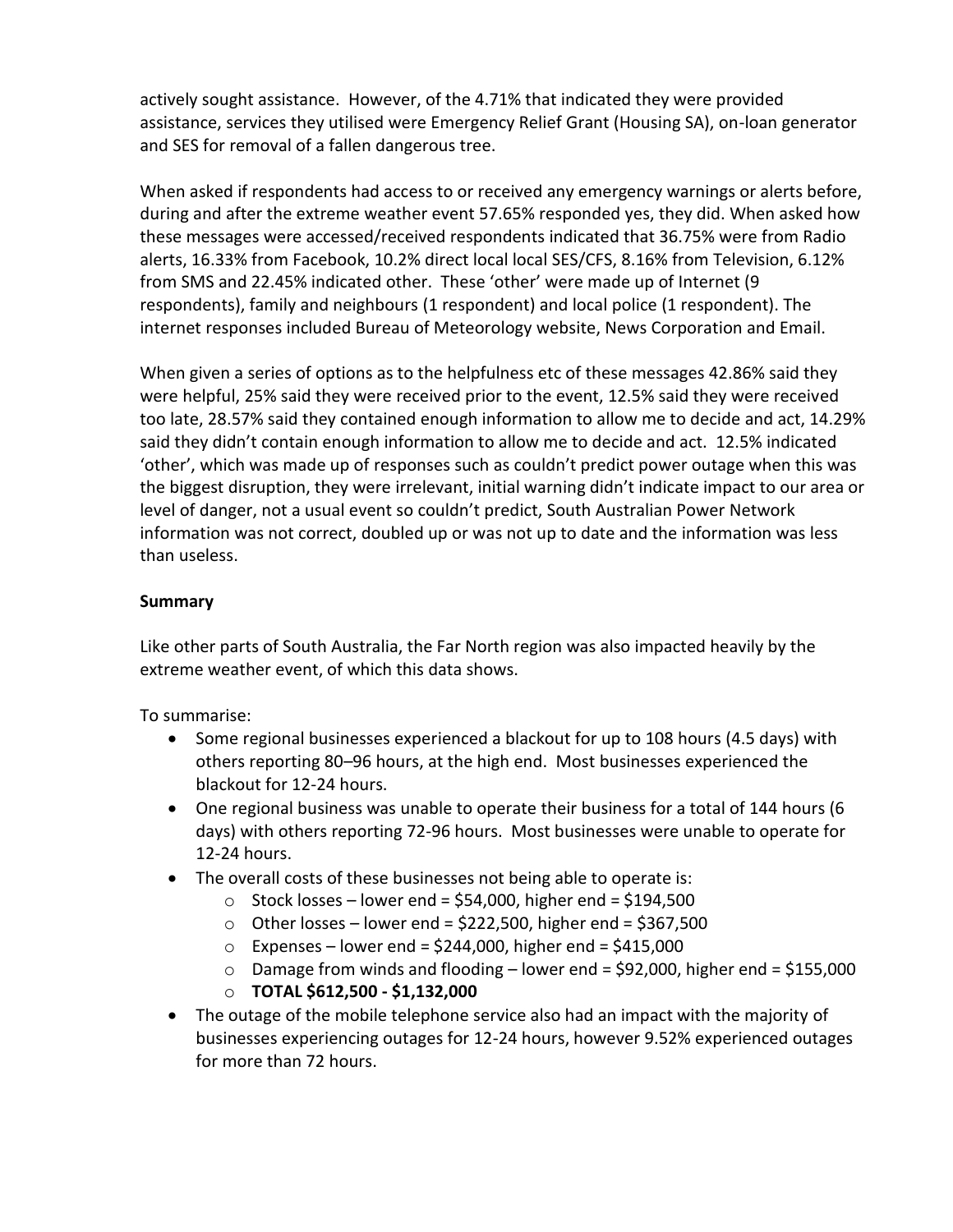actively sought assistance. However, of the 4.71% that indicated they were provided assistance, services they utilised were Emergency Relief Grant (Housing SA), on-loan generator and SES for removal of a fallen dangerous tree.

When asked if respondents had access to or received any emergency warnings or alerts before, during and after the extreme weather event 57.65% responded yes, they did. When asked how these messages were accessed/received respondents indicated that 36.75% were from Radio alerts, 16.33% from Facebook, 10.2% direct local local SES/CFS, 8.16% from Television, 6.12% from SMS and 22.45% indicated other. These 'other' were made up of Internet (9 respondents), family and neighbours (1 respondent) and local police (1 respondent). The internet responses included Bureau of Meteorology website, News Corporation and Email.

When given a series of options as to the helpfulness etc of these messages 42.86% said they were helpful, 25% said they were received prior to the event, 12.5% said they were received too late, 28.57% said they contained enough information to allow me to decide and act, 14.29% said they didn't contain enough information to allow me to decide and act. 12.5% indicated 'other', which was made up of responses such as couldn't predict power outage when this was the biggest disruption, they were irrelevant, initial warning didn't indicate impact to our area or level of danger, not a usual event so couldn't predict, South Australian Power Network information was not correct, doubled up or was not up to date and the information was less than useless.

**Summary**

Like other parts of South Australia, the Far North region was also impacted heavily by the extreme weather event, of which this data shows.

To summarise:

- Some regional businesses experienced a blackout for up to 108 hours (4.5 days) with others reporting 80–96 hours, at the high end. Most businesses experienced the blackout for 12-24 hours.
- One regional business was unable to operate their business for a total of 144 hours (6 days) with others reporting 72-96 hours. Most businesses were unable to operate for 12-24 hours.
- The overall costs of these businesses not being able to operate is:
    - Stock losses – lower end = $54,000, higher end = $194,500
    - Other losses – lower end = $222,500, higher end = $367,500
    - Expenses – lower end = $244,000, higher end = $415,000
    - Damage from winds and flooding – lower end = $92,000, higher end = $155,000
    - **TOTAL $612,500 - $1,132,000**
- The outage of the mobile telephone service also had an impact with the majority of businesses experiencing outages for 12-24 hours, however 9.52% experienced outages for more than 72 hours.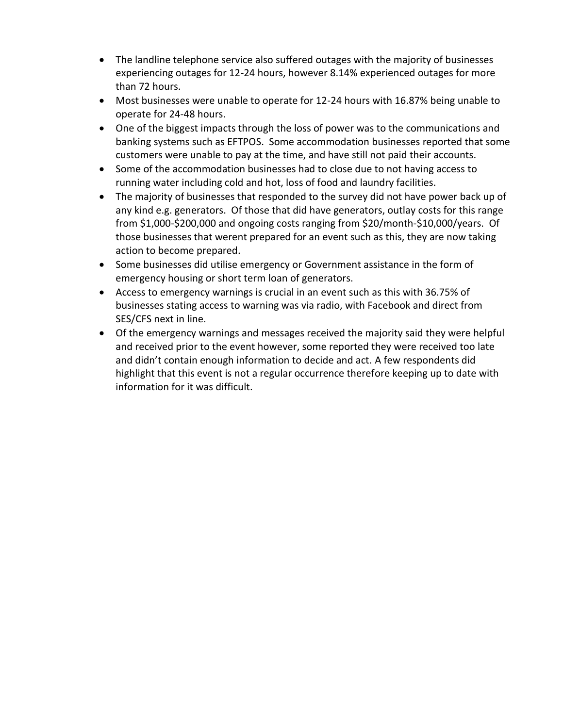- The landline telephone service also suffered outages with the majority of businesses experiencing outages for 12-24 hours, however 8.14% experienced outages for more than 72 hours.
- Most businesses were unable to operate for 12-24 hours with 16.87% being unable to operate for 24-48 hours.
- One of the biggest impacts through the loss of power was to the communications and banking systems such as EFTPOS. Some accommodation businesses reported that some customers were unable to pay at the time, and have still not paid their accounts.
- Some of the accommodation businesses had to close due to not having access to running water including cold and hot, loss of food and laundry facilities.
- The majority of businesses that responded to the survey did not have power back up of any kind e.g. generators. Of those that did have generators, outlay costs for this range from $1,000-$200,000 and ongoing costs ranging from $20/month-$10,000/years. Of those businesses that werent prepared for an event such as this, they are now taking action to become prepared.
- Some businesses did utilise emergency or Government assistance in the form of emergency housing or short term loan of generators.
- Access to emergency warnings is crucial in an event such as this with 36.75% of businesses stating access to warning was via radio, with Facebook and direct from SES/CFS next in line.
- Of the emergency warnings and messages received the majority said they were helpful and received prior to the event however, some reported they were received too late and didn't contain enough information to decide and act. A few respondents did highlight that this event is not a regular occurrence therefore keeping up to date with information for it was difficult.